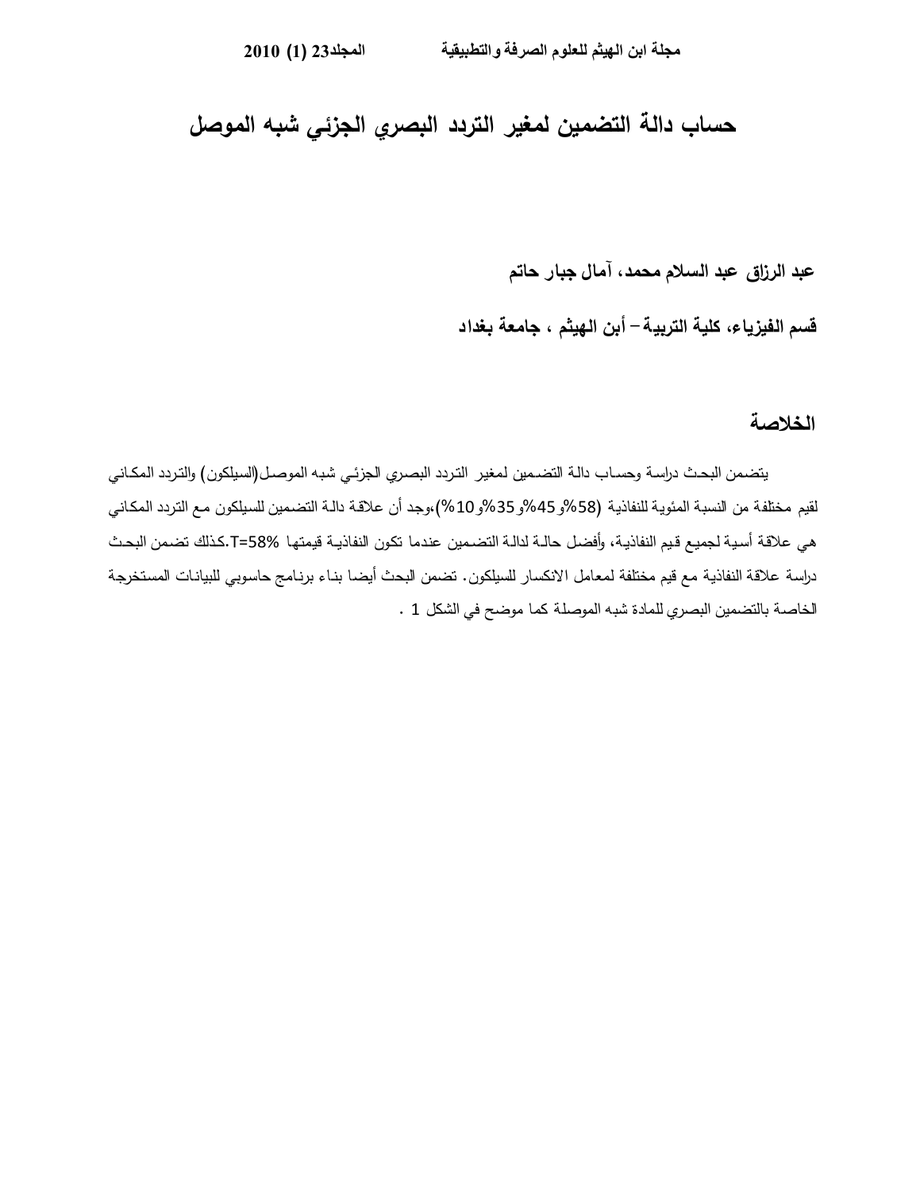# حساب دالة التضمين لمغير التردد البصري الجزئي شبه الموصل

**عبد الرزاق عبد السلام محمد، آمال جبار حاتم**

**قسم الفيزياء، كلية التربية – أبن الهيثم ، جامعة بغداد**

## الخلاصة

يتضمن البحث دراسة وحساب دالة التضمين لمغير التردد البصري الجزئي شبه الموصل(السيلكون) والتردد المكاني لقيم مختلفة من النسبة المئوية للنفاذية (58%و45%و35%و10%)،وجد أن علاقة دالة التضمين للسيلكون مع التردد المكاني هي علاقة أسية لجميع قيم النفاذية، وأفضل حالة لدالة التضمين عندما تكون النفاذية قيمتها T=58%.كذلك تضمن البحث دراسة علاقة النفاذية مع قيم مختلفة لمعامل الانكسار للسيلكون. تضمن البحث أيضا بناء برنامج حاسوبي للبيانات المستخرجة الخاصة بالتضمين البصري للمادة شبه الموصلة كما موضح في الشكل 1 .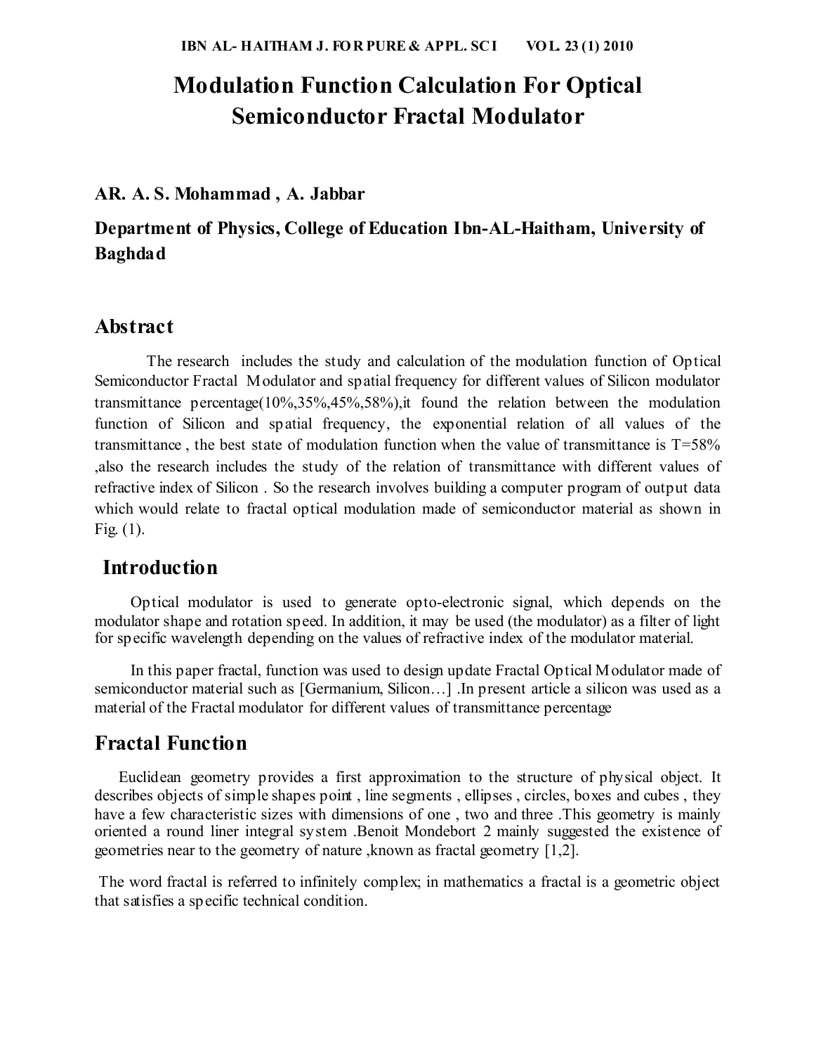# Modulation Function Calculation For Optical Semiconductor Fractal Modulator

**AR. A. S. Mohammad , A. Jabbar**

**Department of Physics, College of Education Ibn-AL-Haitham, University of Baghdad**

## Abstract

The research includes the study and calculation of the modulation function of Optical Semiconductor Fractal Modulator and spatial frequency for different values of Silicon modulator transmittance percentage(10%,35%,45%,58%),it found the relation between the modulation function of Silicon and spatial frequency, the exponential relation of all values of the transmittance , the best state of modulation function when the value of transmittance is T=58% ,also the research includes the study of the relation of transmittance with different values of refractive index of Silicon . So the research involves building a computer program of output data which would relate to fractal optical modulation made of semiconductor material as shown in Fig. (1).

## Introduction

Optical modulator is used to generate opto-electronic signal, which depends on the modulator shape and rotation speed. In addition, it may be used (the modulator) as a filter of light for specific wavelength depending on the values of refractive index of the modulator material.

In this paper fractal, function was used to design update Fractal Optical Modulator made of semiconductor material such as [Germanium, Silicon…] .In present article a silicon was used as a material of the Fractal modulator for different values of transmittance percentage

## Fractal Function

Euclidean geometry provides a first approximation to the structure of physical object. It describes objects of simple shapes point , line segments , ellipses , circles, boxes and cubes , they have a few characteristic sizes with dimensions of one , two and three .This geometry is mainly oriented a round liner integral system .Benoit Mondebort 2 mainly suggested the existence of geometries near to the geometry of nature ,known as fractal geometry [1,2].

The word fractal is referred to infinitely complex; in mathematics a fractal is a geometric object that satisfies a specific technical condition.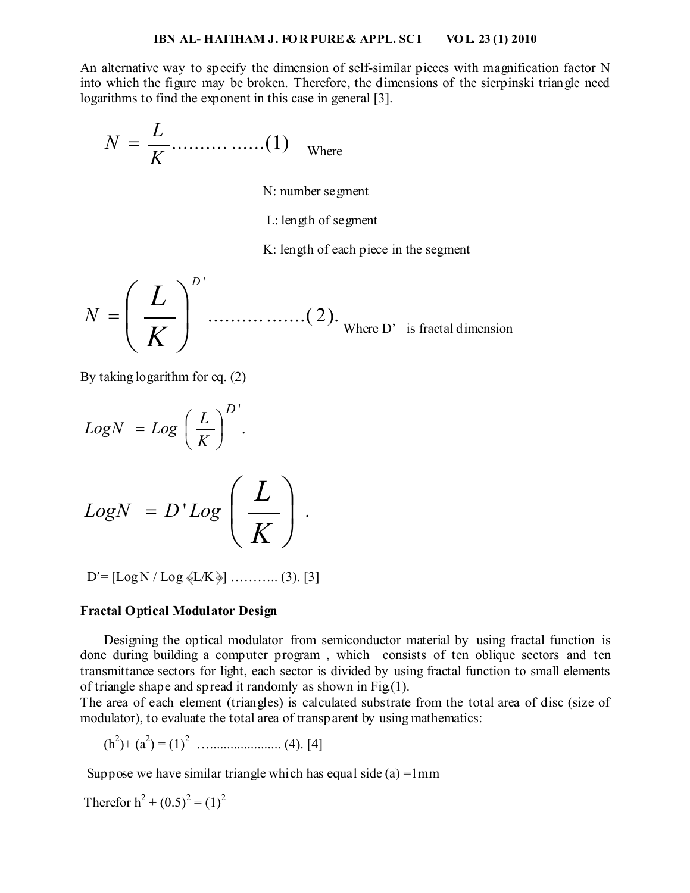An alternative way to specify the dimension of self-similar pieces with magnification factor N into which the figure may be broken. Therefore, the dimensions of the sierpinski triangle need logarithms to find the exponent in this case in general [3].

$$N = \frac{L}{K} \quad \text{................(1)}$$

Where

N: number segment

L: length of segment

K: length of each piece in the segment

$$N = \left( \frac{L}{K} \right)^{D'} \quad \text{................(2).}$$

Where D' is fractal dimension

By taking logarithm for eq. (2)

$$LogN = Log \left( \frac{L}{K} \right)^{D'} .$$

$$LogN = D' Log \left( \frac{L}{K} \right) .$$

$D' = [\text{Log}\, N / \text{Log}\, (L/K)]$ ……….. (3). [3]

**Fractal Optical Modulator Design**

Designing the optical modulator from semiconductor material by using fractal function is done during building a computer program , which consists of ten oblique sectors and ten transmittance sectors for light, each sector is divided by using fractal function to small elements of triangle shape and spread it randomly as shown in Fig.(1).

The area of each element (triangles) is calculated substrate from the total area of disc (size of modulator), to evaluate the total area of transparent by using mathematics:

$(h^2) + (a^2) = (1)^2$ …..................... (4). [4]

Suppose we have similar triangle which has equal side (a) =1mm

Therefor $h^2 + (0.5)^2 = (1)^2$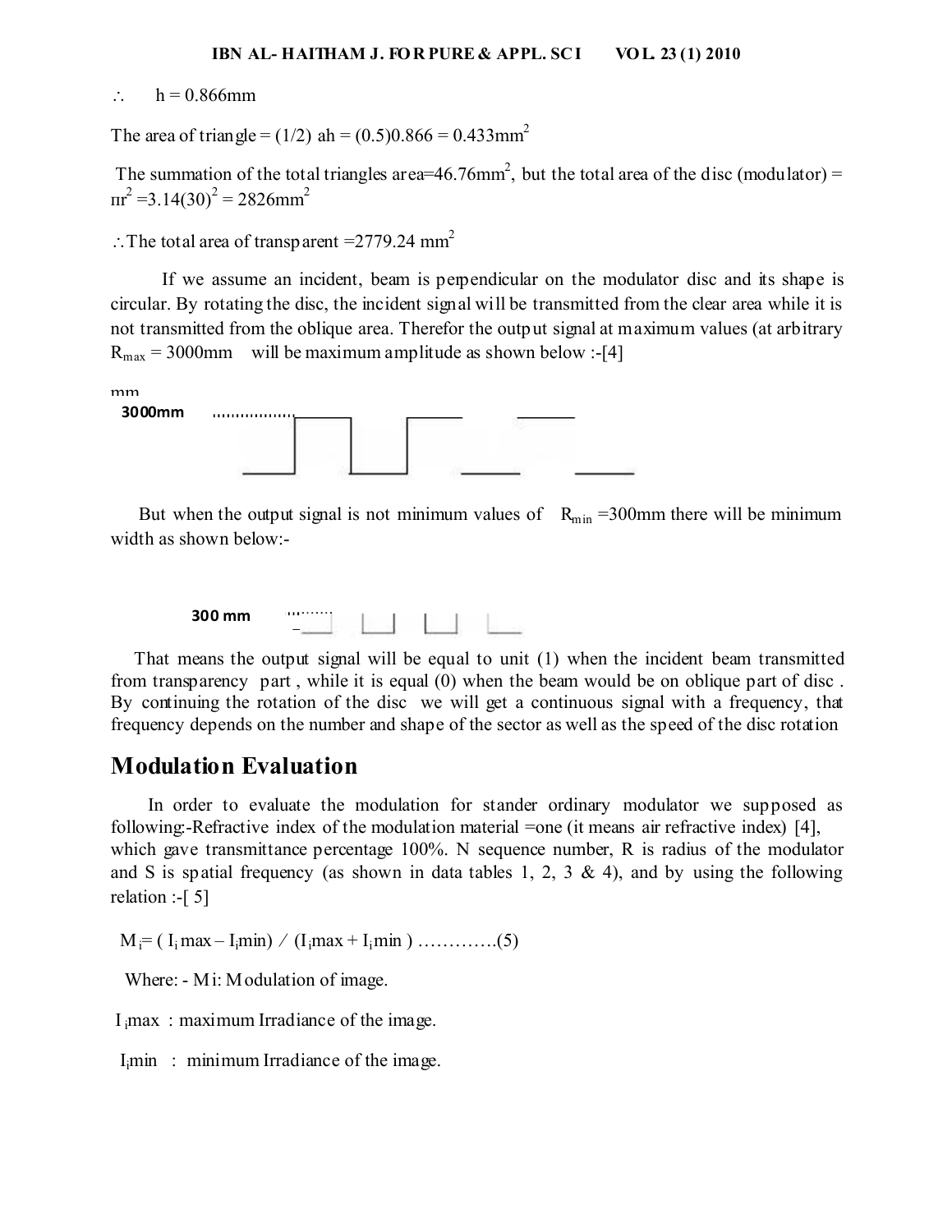$\therefore \quad h = 0.866mm$

The area of triangle = (1/2) ah = (0.5)0.866 = 0.433mm$^2$

The summation of the total triangles area=46.76mm$^2$, but the total area of the disc (modulator) = $\pi r^2$ =3.14(30)$^2$ = 2826mm$^2$

$\therefore$The total area of transparent =2779.24 mm$^2$

If we assume an incident, beam is perpendicular on the modulator disc and its shape is circular. By rotating the disc, the incident signal will be transmitted from the clear area while it is not transmitted from the oblique area. Therefor the output signal at maximum values (at arbitrary $R_{max}$ = 3000mm will be maximum amplitude as shown below :-[4]

mm

3000mm

But when the output signal is not minimum values of $R_{min}$ =300mm there will be minimum width as shown below:-

300 mm

That means the output signal will be equal to unit (1) when the incident beam transmitted from transparency part , while it is equal (0) when the beam would be on oblique part of disc . By continuing the rotation of the disc we will get a continuous signal with a frequency, that frequency depends on the number and shape of the sector as well as the speed of the disc rotation

## Modulation Evaluation

In order to evaluate the modulation for stander ordinary modulator we supposed as following:-Refractive index of the modulation material =one (it means air refractive index) [4], which gave transmittance percentage 100%. N sequence number, R is radius of the modulator and S is spatial frequency (as shown in data tables 1, 2, 3 & 4), and by using the following relation :-[ 5]

$M_i = ( I_i max – I_i min) / (I_i max + I_i min )$ ………….(5)

Where: - Mi: Modulation of image.

$I_i max$ : maximum Irradiance of the image.

$I_i min$ : minimum Irradiance of the image.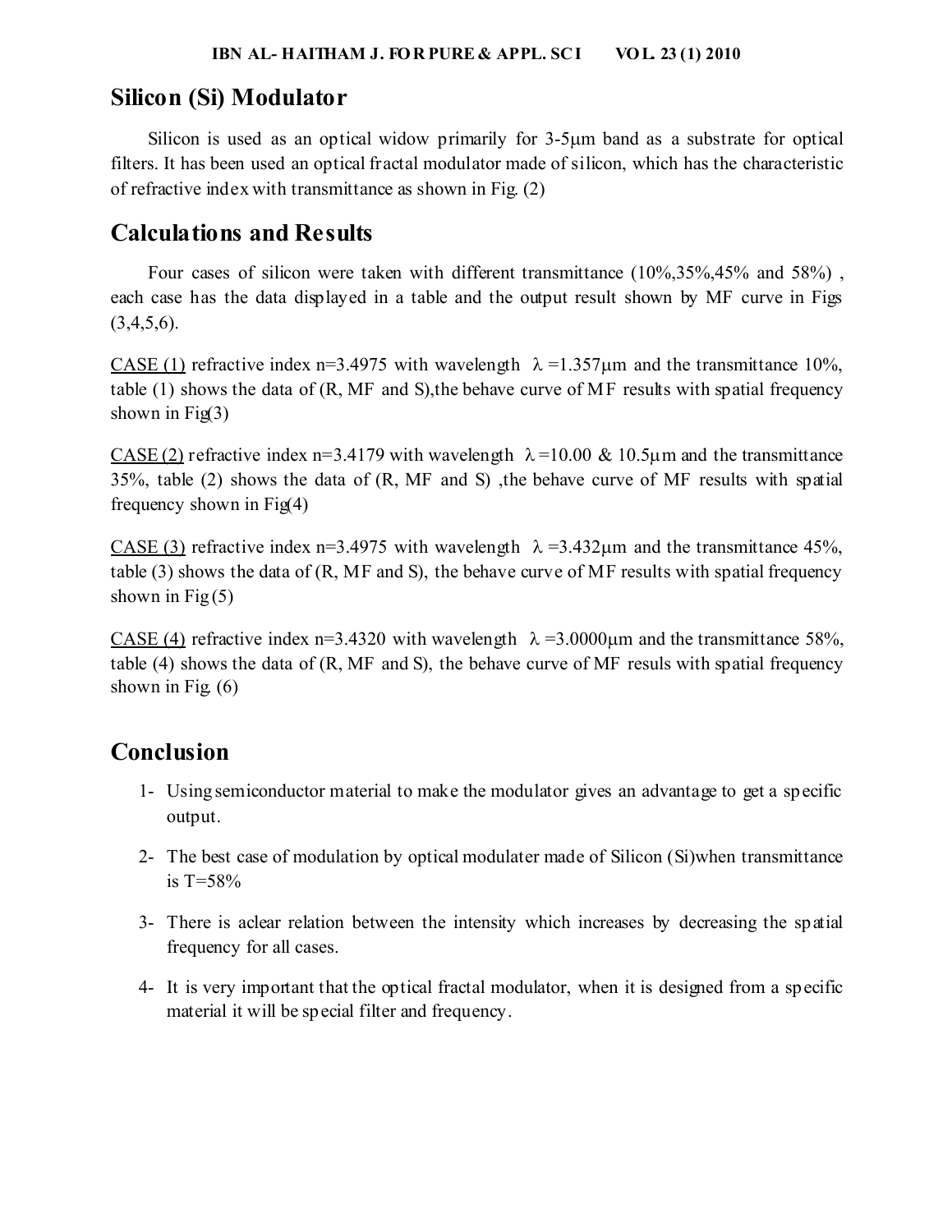## Silicon (Si) Modulator

Silicon is used as an optical widow primarily for 3-5μm band as a substrate for optical filters. It has been used an optical fractal modulator made of silicon, which has the characteristic of refractive index with transmittance as shown in Fig. (2)

## Calculations and Results

Four cases of silicon were taken with different transmittance (10%,35%,45% and 58%) , each case has the data displayed in a table and the output result shown by MF curve in Figs (3,4,5,6).

CASE (1) refractive index n=3.4975 with wavelength $\lambda$ =1.357μm and the transmittance 10%, table (1) shows the data of (R, MF and S),the behave curve of MF results with spatial frequency shown in Fig(3)

CASE (2) refractive index n=3.4179 with wavelength $\lambda$ =10.00 & 10.5μm and the transmittance 35%, table (2) shows the data of (R, MF and S) ,the behave curve of MF results with spatial frequency shown in Fig(4)

CASE (3) refractive index n=3.4975 with wavelength $\lambda$ =3.432μm and the transmittance 45%, table (3) shows the data of (R, MF and S), the behave curve of MF results with spatial frequency shown in Fig (5)

CASE (4) refractive index n=3.4320 with wavelength $\lambda$ =3.0000μm and the transmittance 58%, table (4) shows the data of (R, MF and S), the behave curve of MF resuls with spatial frequency shown in Fig. (6)

## Conclusion

1- Using semiconductor material to make the modulator gives an advantage to get a specific output.

2- The best case of modulation by optical modulater made of Silicon (Si)when transmittance is T=58%

3- There is aclear relation between the intensity which increases by decreasing the spatial frequency for all cases.

4- It is very important that the optical fractal modulator, when it is designed from a specific material it will be special filter and frequency.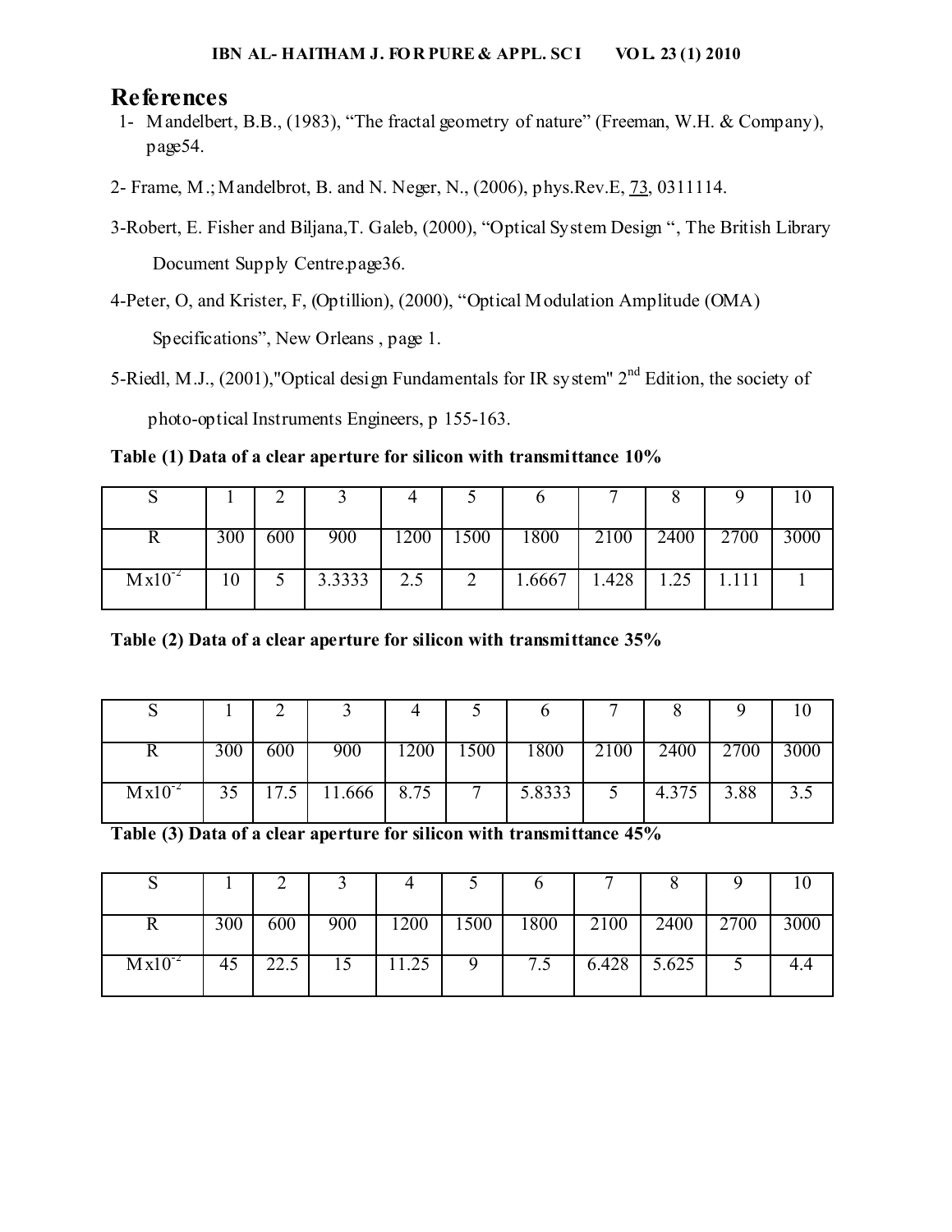# References

1- Mandelbert, B.B., (1983), "The fractal geometry of nature" (Freeman, W.H. & Company), page54.

2- Frame, M.; Mandelbrot, B. and N. Neger, N., (2006), phys.Rev.E, 73, 0311114.

3-Robert, E. Fisher and Biljana,T. Galeb, (2000), "Optical System Design ", The British Library Document Supply Centre.page36.

4-Peter, O, and Krister, F, (Optillion), (2000), "Optical Modulation Amplitude (OMA) Specifications", New Orleans , page 1.

5-Riedl, M.J., (2001),"Optical design Fundamentals for IR system" 2nd Edition, the society of photo-optical Instruments Engineers, p 155-163.

**Table (1) Data of a clear aperture for silicon with transmittance 10%**

| S | 1 | 2 | 3 | 4 | 5 | 6 | 7 | 8 | 9 | 10 |
|---|---|---|---|---|---|---|---|---|---|---|
| R | 300 | 600 | 900 | 1200 | 1500 | 1800 | 2100 | 2400 | 2700 | 3000 |
| $M x10^{-2}$ | 10 | 5 | 3.3333 | 2.5 | 2 | 1.6667 | 1.428 | 1.25 | 1.111 | 1 |

**Table (2) Data of a clear aperture for silicon with transmittance 35%**

| S | 1 | 2 | 3 | 4 | 5 | 6 | 7 | 8 | 9 | 10 |
|---|---|---|---|---|---|---|---|---|---|---|
| R | 300 | 600 | 900 | 1200 | 1500 | 1800 | 2100 | 2400 | 2700 | 3000 |
| $M x10^{-2}$ | 35 | 17.5 | 11.666 | 8.75 | 7 | 5.8333 | 5 | 4.375 | 3.88 | 3.5 |

**Table (3) Data of a clear aperture for silicon with transmittance 45%**

| S | 1 | 2 | 3 | 4 | 5 | 6 | 7 | 8 | 9 | 10 |
|---|---|---|---|---|---|---|---|---|---|---|
| R | 300 | 600 | 900 | 1200 | 1500 | 1800 | 2100 | 2400 | 2700 | 3000 |
| $M x10^{-2}$ | 45 | 22.5 | 15 | 11.25 | 9 | 7.5 | 6.428 | 5.625 | 5 | 4.4 |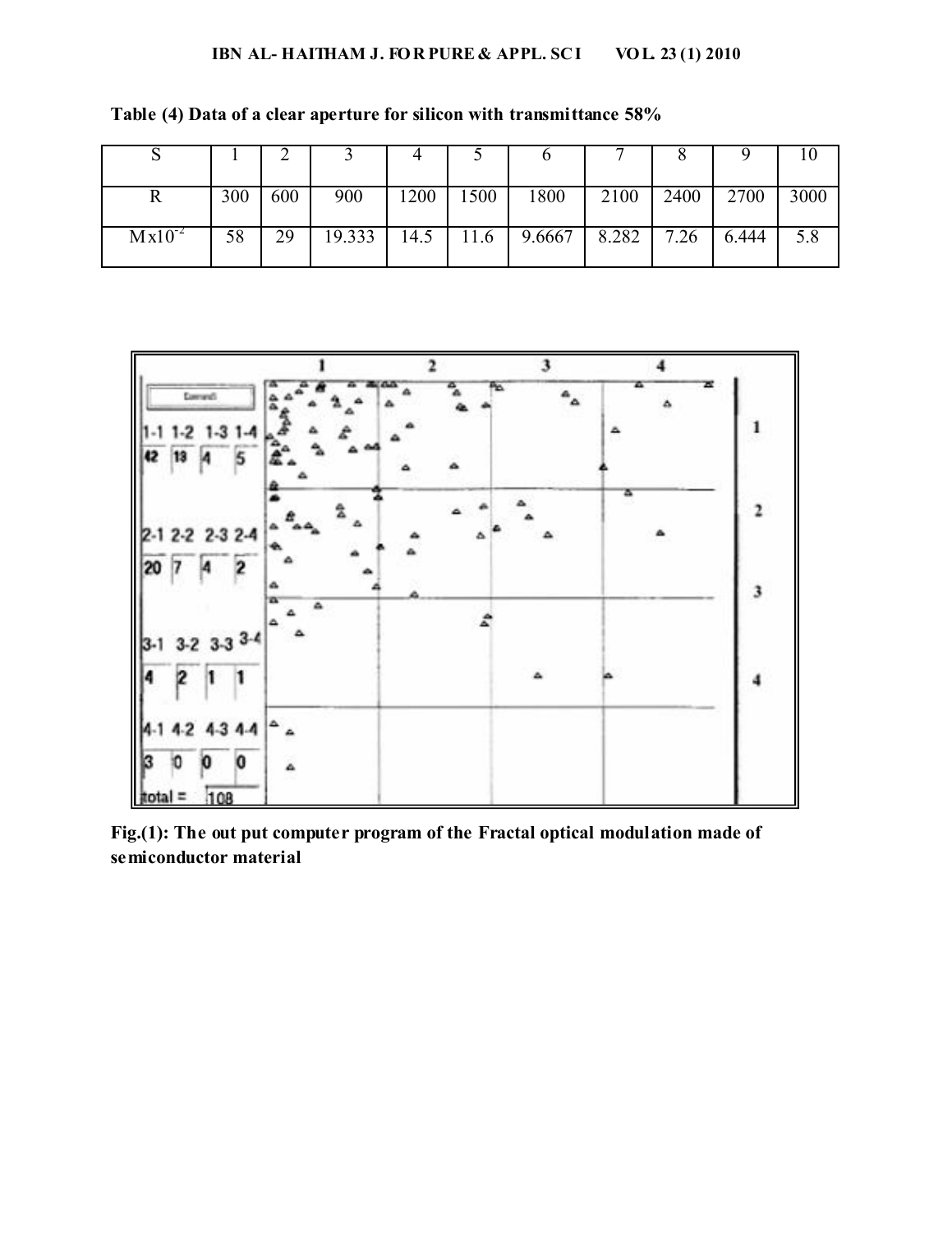**Table (4) Data of a clear aperture for silicon with transmittance 58%**

| S | 1 | 2 | 3 | 4 | 5 | 6 | 7 | 8 | 9 | 10 |
|---|---|---|---|---|---|---|---|---|---|---|
| R | 300 | 600 | 900 | 1200 | 1500 | 1800 | 2100 | 2400 | 2700 | 3000 |
| $Mx10^{-2}$ | 58 | 29 | 19.333 | 14.5 | 11.6 | 9.6667 | 8.282 | 7.26 | 6.444 | 5.8 |

**Fig.(1): The out put computer program of the Fractal optical modulation made of semiconductor material**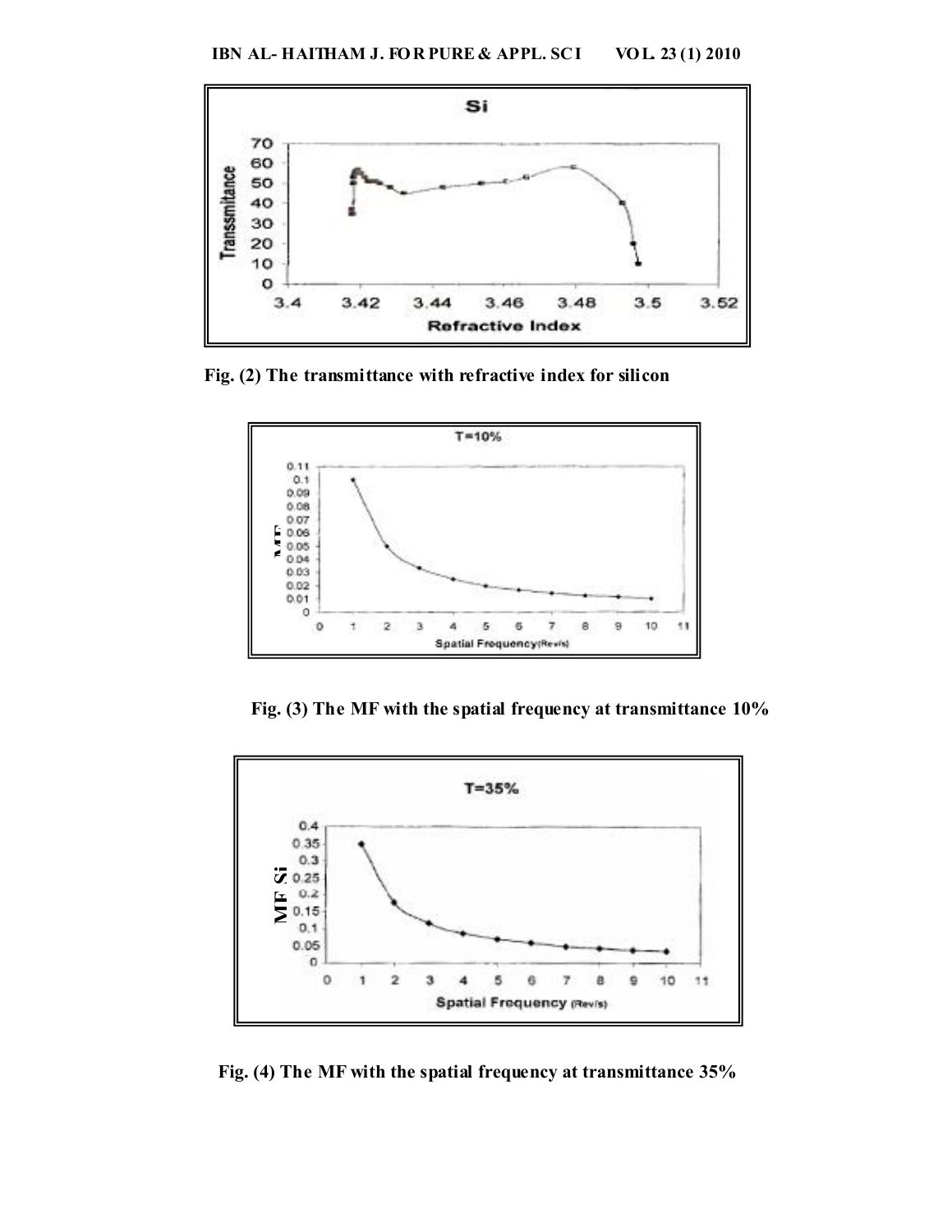Fig. (2) The transmittance with refractive index for silicon

Fig. (3) The MF with the spatial frequency at transmittance 10%

Fig. (4) The MF with the spatial frequency at transmittance 35%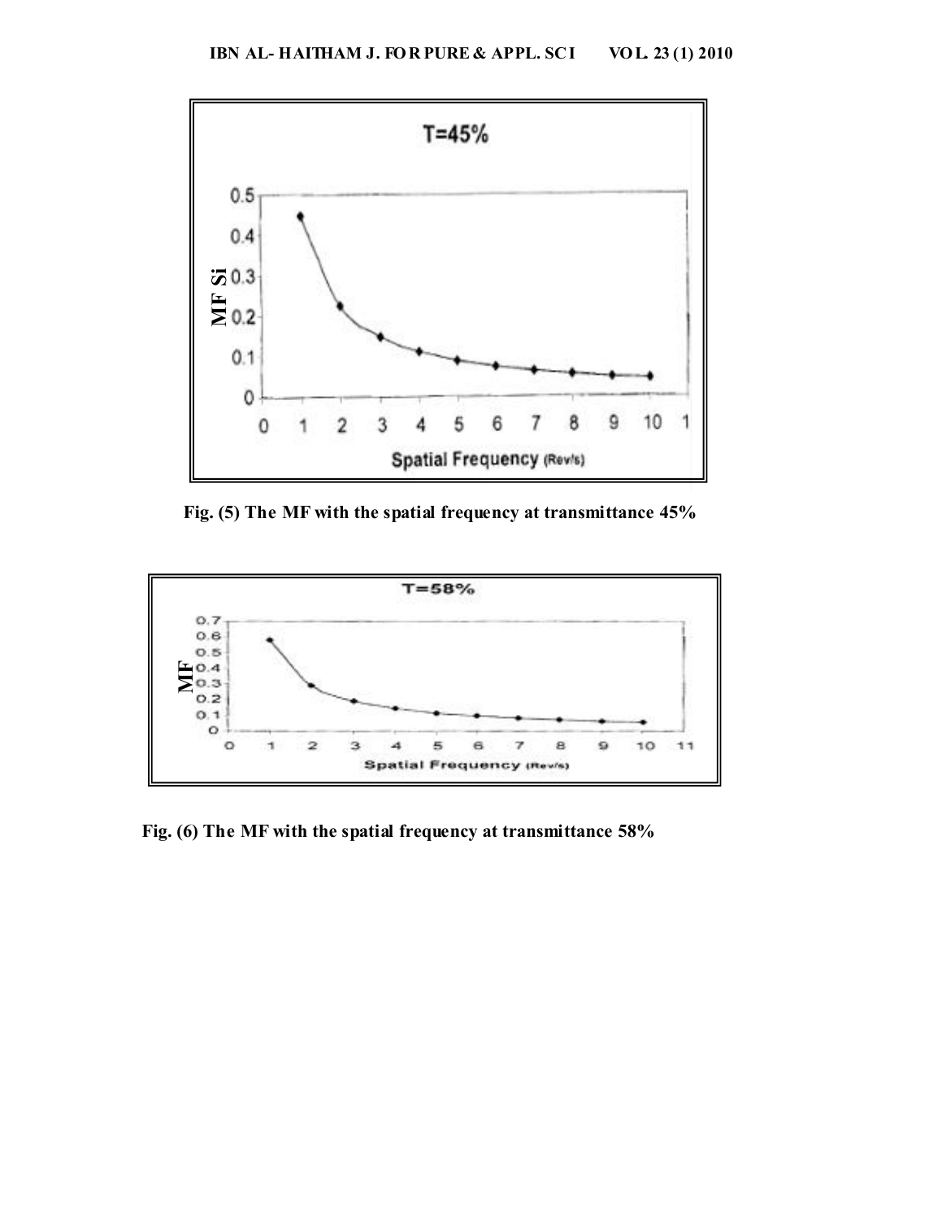Fig. (5) The MF with the spatial frequency at transmittance 45%

Fig. (6) The MF with the spatial frequency at transmittance 58%